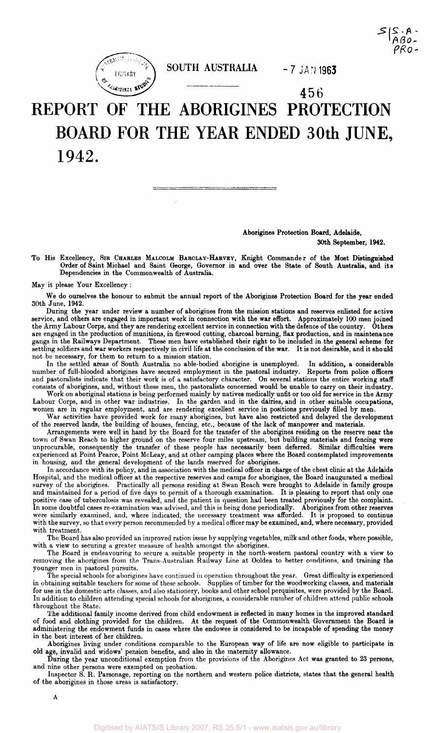SOUTH AUSTRALIA

456

# REPORT OF THE ABORIGINES PROTECTION BOARD FOR THE YEAR ENDED 30th JUNE, 1942.

Aborigines Protection Board, Adelaide,
30th September, 1942.

To His Excellency, SIR CHARLES MALCOLM BARCLAY-HARVEY, Knight Commander of the Most Distinguished Order of Saint Michael and Saint George, Governor in and over the State of South Australia, and its Dependencies in the Commonwealth of Australia.

May it please Your Excellency:

We do ourselves the honour to submit the annual report of the Aborigines Protection Board for the year ended 30th June, 1942.

During the year under review a number of aborigines from the mission stations and reserves enlisted for active service, and others are engaged in important work in connection with the war effort. Approximately 100 men joined the Army Labour Corps, and they are rendering excellent service in connection with the defence of the country. Others are engaged in the production of munitions, in firewood cutting, charcoal burning, flax production, and in maintenance gangs in the Railways Department. These men have established their right to be included in the general scheme for settling soldiers and war workers respectively in civil life at the conclusion of the war. It is not desirable, and it should not be necessary, for them to return to a mission station.

In the settled areas of South Australia no able-bodied aborigine is unemployed. In addition, a considerable number of full-blooded aborigines have secured employment in the pastoral industry. Reports from police officers and pastoralists indicate that their work is of a satisfactory character. On several stations the entire working staff consists of aborigines, and, without these men, the pastoralists concerned would be unable to carry on their industry.

Work on aboriginal stations is being performed mainly by natives medically unfit or too old for service in the Army Labour Corps, and in other war industries. In the garden and in the dairies, and in other suitable occupations, women are in regular employment, and are rendering excellent service in positions previously filled by men.

War activities have provided work for many aborigines, but have also restricted and delayed the development of the reserved lands, the building of houses, fencing, etc., because of the lack of manpower and materials.

Arrangements were well in hand by the Board for the transfer of the aborigines residing on the reserve near the town of Swan Reach to higher ground on the reserve four miles upstream, but building materials and fencing were unprocurable, consequently the transfer of these people has necessarily been deferred. Similar difficulties were experienced at Point Pearce, Point McLeay, and at other camping places where the Board contemplated improvements in housing, and the general development of the lands reserved for aborigines.

In accordance with its policy, and in association with the medical officer in charge of the chest clinic at the Adelaide Hospital, and the medical officer at the respective reserves and camps for aborigines, the Board inaugurated a medical survey of the aborigines. Practically all persons residing at Swan Reach were brought to Adelaide in family groups and maintained for a period of five days to permit of a thorough examination. It is pleasing to report that only one positive case of tuberculosis was revealed, and the patient in question had been treated previously for the complaint. In some doubtful cases re-examination was advised, and this is being done periodically. Aborigines from other reserves were similarly examined, and, where indicated, the necessary treatment was afforded. It is proposed to continue with the survey, so that every person recommended by a medical officer may be examined, and, where necessary, provided with treatment.

The Board has also provided an improved ration issue by supplying vegetables, milk and other foods, where possible, with a view to securing a greater measure of health amongst the aborigines.

The Board is endeavouring to secure a suitable property in the north-western pastoral country with a view to removing the aborigines from the Trans-Australian Railway Line at Ooldea to better conditions, and training the younger men in pastoral pursuits.

The special schools for aborigines have continued in operation throughout the year. Great difficulty is experienced in obtaining suitable teachers for some of these schools. Supplies of timber for the woodworking classes, and materials for use in the domestic arts classes, and also stationery, books and other school perquisites, were provided by the Board. In addition to children attending special schools for aborigines, a considerable number of children attend public schools throughout the State.

The additional family income derived from child endowment is reflected in many homes in the improved standard of food and clothing provided for the children. At the request of the Commonwealth Government the Board is administering the endowment funds in cases where the endowee is considered to be incapable of spending the money in the best interest of her children.

Aborigines living under conditions comparable to the European way of life are now eligible to participate in old age, invalid and widows' pension benefits, and also in the maternity allowance.

During the year unconditional exemption from the provisions of the Aborigines Act was granted to 23 persons, and nine other persons were exempted on probation.

Inspector S. R. Parsonage, reporting on the northern and western police districts, states that the general health of the aborigines in those areas is satisfactory.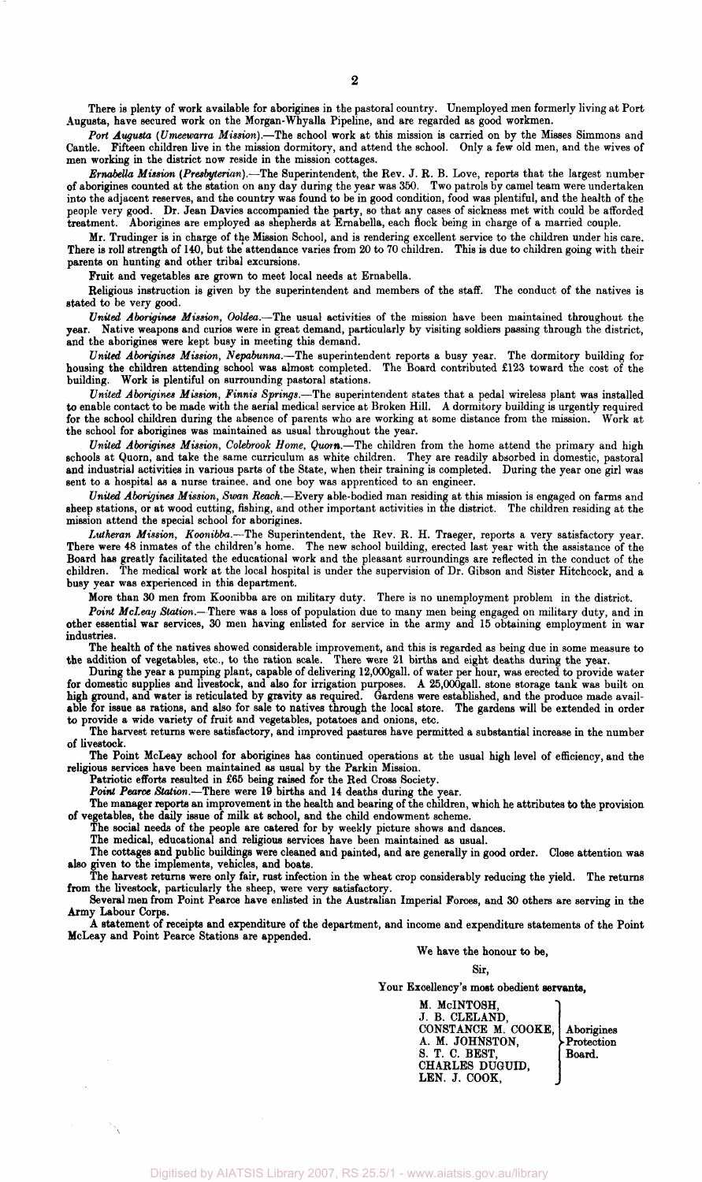There is plenty of work available for aborigines in the pastoral country. Unemployed men formerly living at Port Augusta, have secured work on the Morgan-Whyalla Pipeline, and are regarded as good workmen.

*Port Augusta (Umeewarra Mission).*—The school work at this mission is carried on by the Misses Simmons and Cantle. Fifteen children live in the mission dormitory, and attend the school. Only a few old men, and the wives of men working in the district now reside in the mission cottages.

*Ernabella Mission (Presbyterian).*—The Superintendent, the Rev. J. R. B. Love, reports that the largest number of aborigines counted at the station on any day during the year was 350. Two patrols by camel team were undertaken into the adjacent reserves, and the country was found to be in good condition, food was plentiful, and the health of the people very good. Dr. Jean Davies accompanied the party, so that any cases of sickness met with could be afforded treatment. Aborigines are employed as shepherds at Ernabella, each flock being in charge of a married couple.

Mr. Trudinger is in charge of the Mission School, and is rendering excellent service to the children under his care. There is roll strength of 140, but the attendance varies from 20 to 70 children. This is due to children going with their parents on hunting and other tribal excursions.

Fruit and vegetables are grown to meet local needs at Ernabella.

Religious instruction is given by the superintendent and members of the staff. The conduct of the natives is stated to be very good.

*United Aborigines Mission, Ooldea.*—The usual activities of the mission have been maintained throughout the year. Native weapons and curios were in great demand, particularly by visiting soldiers passing through the district, and the aborigines were kept busy in meeting this demand.

*United Aborigines Mission, Nepabunna.*—The superintendent reports a busy year. The dormitory building for housing the children attending school was almost completed. The Board contributed £123 toward the cost of the building. Work is plentiful on surrounding pastoral stations.

*United Aborigines Mission, Finnis Springs.*—The superintendent states that a pedal wireless plant was installed to enable contact to be made with the aerial medical service at Broken Hill. A dormitory building is urgently required for the school children during the absence of parents who are working at some distance from the mission. Work at the school for aborigines was maintained as usual throughout the year.

*United Aborigines Mission, Colebrook Home, Quorn.*—The children from the home attend the primary and high schools at Quorn, and take the same curriculum as white children. They are readily absorbed in domestic, pastoral and industrial activities in various parts of the State, when their training is completed. During the year one girl was sent to a hospital as a nurse trainee, and one boy was apprenticed to an engineer.

*United Aborigines Mission, Swan Reach.*—Every able-bodied man residing at this mission is engaged on farms and sheep stations, or at wood cutting, fishing, and other important activities in the district. The children residing at the mission attend the special school for aborigines.

*Lutheran Mission, Koonibba.*—The Superintendent, the Rev. R. H. Traeger, reports a very satisfactory year. There were 48 inmates of the children's home. The new school building, erected last year with the assistance of the Board has greatly facilitated the educational work and the pleasant surroundings are reflected in the conduct of the children. The medical work at the local hospital is under the supervision of Dr. Gibson and Sister Hitchcock, and a busy year was experienced in this department.

More than 30 men from Koonibba are on military duty. There is no unemployment problem in the district.

*Point McLeay Station.*—There was a loss of population due to many men being engaged on military duty, and in other essential war services, 30 men having enlisted for service in the army and 15 obtaining employment in war industries.

The health of the natives showed considerable improvement, and this is regarded as being due in some measure to the addition of vegetables, etc., to the ration scale. There were 21 births and eight deaths during the year.

During the year a pumping plant, capable of delivering 12,000gall. of water per hour, was erected to provide water for domestic supplies and livestock, and also for irrigation purposes. A 25,000gall. stone storage tank was built on high ground, and water is reticulated by gravity as required. Gardens were established, and the produce made available for issue as rations, and also for sale to natives through the local store. The gardens will be extended in order to provide a wide variety of fruit and vegetables, potatoes and onions, etc.

The harvest returns were satisfactory, and improved pastures have permitted a substantial increase in the number of livestock.

The Point McLeay school for aborigines has continued operations at the usual high level of efficiency, and the religious services have been maintained as usual by the Parkin Mission.

Patriotic efforts resulted in £65 being raised for the Red Cross Society.

*Point Pearce Station.*—There were 19 births and 14 deaths during the year.

The manager reports an improvement in the health and bearing of the children, which he attributes to the provision of vegetables, the daily issue of milk at school, and the child endowment scheme.

The social needs of the people are catered for by weekly picture shows and dances.

The medical, educational and religious services have been maintained as usual.

The cottages and public buildings were cleaned and painted, and are generally in good order. Close attention was also given to the implements, vehicles, and boats.

The harvest returns were only fair, rust infection in the wheat crop considerably reducing the yield. The returns from the livestock, particularly the sheep, were very satisfactory.

Several men from Point Pearce have enlisted in the Australian Imperial Forces, and 30 others are serving in the Army Labour Corps.

A statement of receipts and expenditure of the department, and income and expenditure statements of the Point McLeay and Point Pearce Stations are appended.

We have the honour to be,

Sir,

Your Excellency's most obedient servants,

M. McINTOSH,
J. B. CLELAND,
CONSTANCE M. COOKE,
A. M. JOHNSTON,
S. T. C. BEST,
CHARLES DUGUID,
LEN. J. COOK,

Aborigines Protection Board.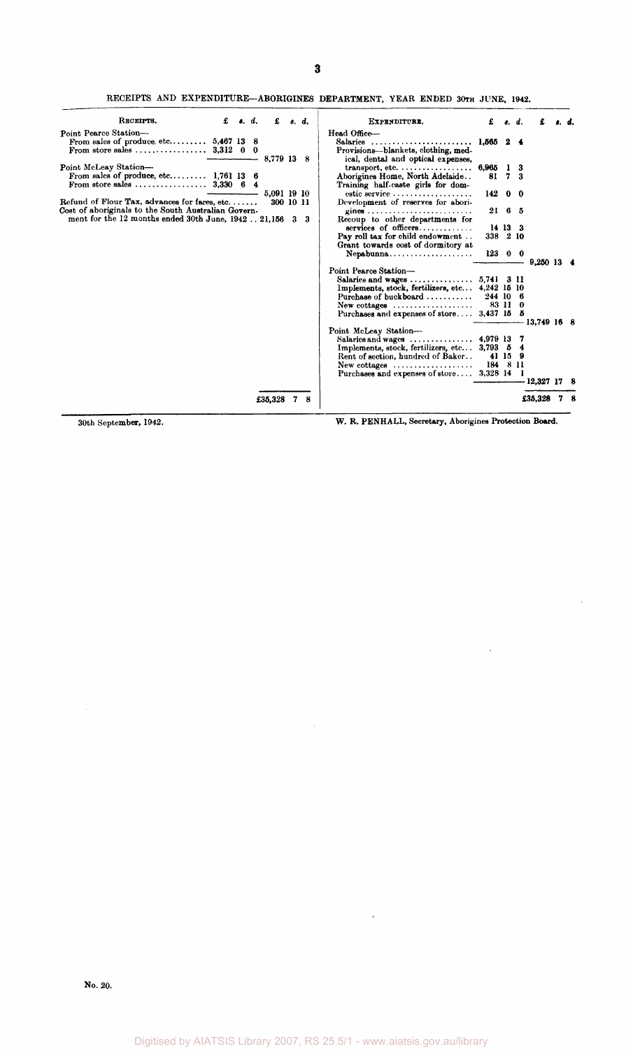RECEIPTS AND EXPENDITURE—ABORIGINES DEPARTMENT, YEAR ENDED 30TH JUNE, 1942.

| RECEIPTS. | £ s. d. | £ s. d. |
|---|---|---|
| Point Pearce Station— | | |
| From sales of produce, etc. | 5,467 13 8 | |
| From store sales | 3,312 0 0 | |
| | | 8,779 13 8 |
| Point McLeay Station— | | |
| From sales of produce, etc. | 1,761 13 6 | |
| From store sales | 3,330 6 4 | |
| | | 5,091 19 10 |
| Refund of Flour Tax, advances for fares, etc. | | 300 10 11 |
| Cost of aboriginals to the South Australian Government for the 12 months ended 30th June, 1942 | | 21,156 3 3 |
| | | £35,328 7 8 |

| EXPENDITURE. | £ s. d. | £ s. d. |
|---|---|---|
| Head Office— | | |
| Salaries | 1,565 2 4 | |
| Provisions—blankets, clothing, medical, dental and optical expenses, transport, etc. | 6,965 1 3 | |
| Aborigines Home, North Adelaide | 81 7 3 | |
| Training half-caste girls for domestic service | 142 0 0 | |
| Development of reserves for aborigines | 21 6 5 | |
| Recoup to other departments for services of officers | 14 13 3 | |
| Pay roll tax for child endowment | 338 2 10 | |
| Grant towards cost of dormitory at Nepabunna | 123 0 0 | |
| | | 9,250 13 4 |
| Point Pearce Station— | | |
| Salaries and wages | 5,741 3 11 | |
| Implements, stock, fertilizers, etc. | 4,242 15 10 | |
| Purchase of buckboard | 244 10 6 | |
| New cottages | 83 11 0 | |
| Purchases and expenses of store | 3,437 15 5 | |
| | | 13,749 16 8 |
| Point McLeay Station— | | |
| Salaries and wages | 4,979 13 7 | |
| Implements, stock, fertilizers, etc. | 3,793 5 4 | |
| Rent of section, hundred of Baker | 41 15 9 | |
| New cottages | 184 8 11 | |
| Purchases and expenses of store | 3,328 14 1 | |
| | | 12,327 17 8 |
| | | £35,328 7 8 |

30th September, 1942.

W. R. PENHALL, Secretary, Aborigines Protection Board.

No. 20.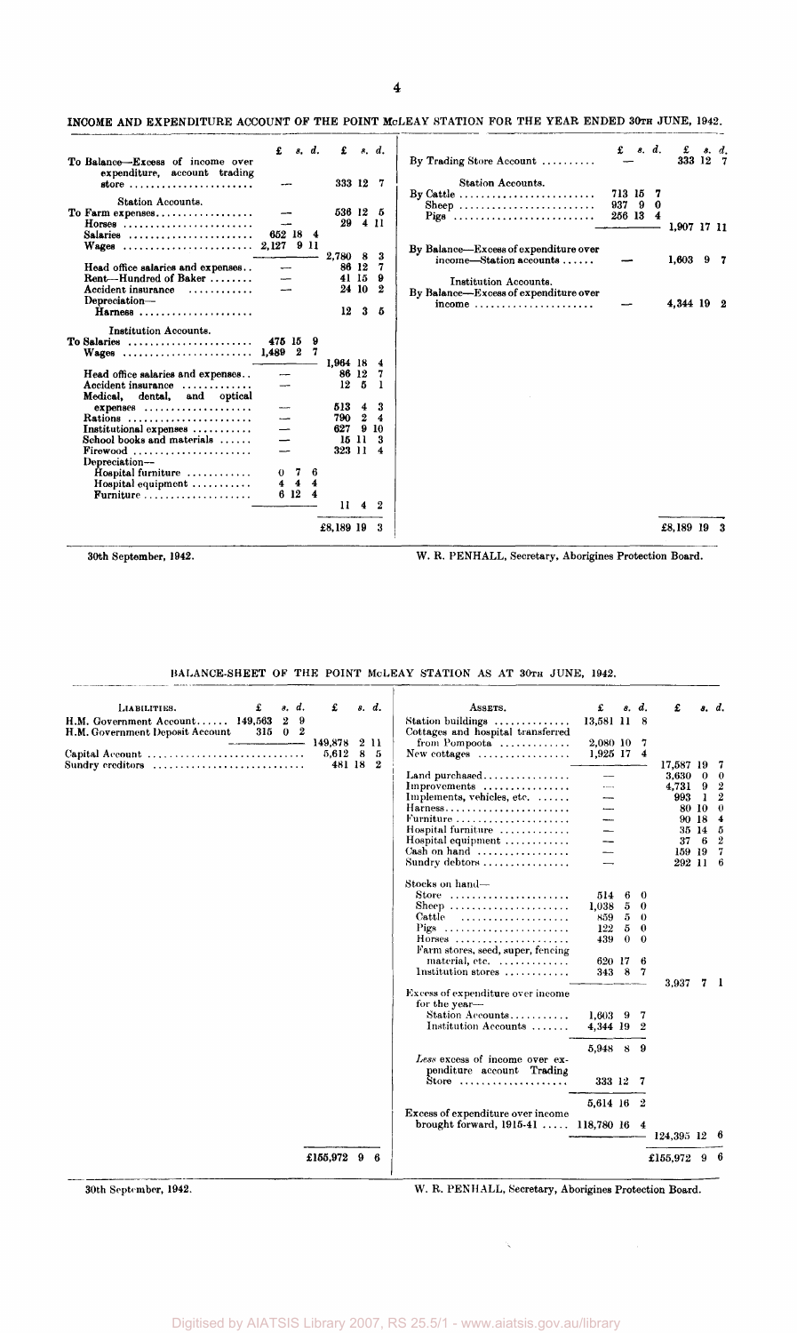## INCOME AND EXPENDITURE ACCOUNT OF THE POINT McLEAY STATION FOR THE YEAR ENDED 30TH JUNE, 1942.

| | £ s. d. | £ s. d. | | £ s. d. | £ s. d. |
|---|---|---|---|---|---|
| To Balance—Excess of income over expenditure, account trading store | — | 333 12 7 | By Trading Store Account | — | 333 12 7 |
| *Station Accounts.* | | | *Station Accounts.* | | |
| To Farm expenses | — | 536 12 5 | By Cattle | 713 15 7 | |
| Horses | — | 29 4 11 | Sheep | 937 9 0 | |
| Salaries | 652 18 4 | | Pigs | 256 13 4 | |
| Wages | 2,127 9 11 | | | | 1,907 17 11 |
| | | 2,780 8 3 | By Balance—Excess of expenditure over income—Station accounts | — | 1,603 9 7 |
| Head office salaries and expenses | — | 86 12 7 | | | |
| Rent—Hundred of Baker | — | 41 15 9 | *Institution Accounts.* | | |
| Accident insurance | — | 24 10 2 | By Balance—Excess of expenditure over income | — | 4,344 19 2 |
| Depreciation— | | | | | |
| Harness | | 12 3 5 | | | |
| *Institution Accounts.* | | | | | |
| To Salaries | 475 15 9 | | | | |
| Wages | 1,489 2 7 | | | | |
| | | 1,964 18 4 | | | |
| Head office salaries and expenses | — | 86 12 7 | | | |
| Accident insurance | — | 12 5 1 | | | |
| Medical, dental, and optical expenses | — | 513 4 3 | | | |
| Rations | — | 790 2 4 | | | |
| Institutional expenses | — | 627 9 10 | | | |
| School books and materials | — | 15 11 3 | | | |
| Firewood | — | 323 11 4 | | | |
| Depreciation— | | | | | |
| Hospital furniture | 0 7 6 | | | | |
| Hospital equipment | 4 4 4 | | | | |
| Furniture | 6 12 4 | | | | |
| | | 11 4 2 | | | |
| | | £8,189 19 3 | | | £8,189 19 3 |

30th September, 1942.

W. R. PENHALL, Secretary, Aborigines Protection Board.

## BALANCE-SHEET OF THE POINT McLEAY STATION AS AT 30TH JUNE, 1942.

| Liabilities. | £ s. d. | £ s. d. | Assets. | £ s. d. | £ s. d. |
|---|---|---|---|---|---|
| H.M. Government Account | 149,563 2 9 | | Station buildings | 13,581 11 8 | |
| H.M. Government Deposit Account | 315 0 2 | | Cottages and hospital transferred from Pompoota | 2,080 10 7 | |
| | | 149,878 2 11 | New cottages | 1,925 17 4 | |
| Capital Account | | 5,612 8 5 | | | 17,587 19 7 |
| Sundry creditors | | 481 18 2 | Land purchased | — | 3,630 0 0 |
| | | | Improvements | — | 4,731 9 2 |
| | | | Implements, vehicles, etc. | — | 993 1 2 |
| | | | Harness | — | 80 10 0 |
| | | | Furniture | — | 90 18 4 |
| | | | Hospital furniture | — | 35 14 5 |
| | | | Hospital equipment | — | 37 6 2 |
| | | | Cash on hand | — | 159 19 7 |
| | | | Sundry debtors | — | 292 11 6 |
| | | | Stocks on hand— | | |
| | | | Store | 514 6 0 | |
| | | | Sheep | 1,038 5 0 | |
| | | | Cattle | 859 5 0 | |
| | | | Pigs | 122 5 0 | |
| | | | Horses | 439 0 0 | |
| | | | Farm stores, seed, super, fencing material, etc. | 620 17 6 | |
| | | | Institution stores | 343 8 7 | |
| | | | | | 3,937 7 1 |
| | | | Excess of expenditure over income for the year— | | |
| | | | Station Accounts | 1,603 9 7 | |
| | | | Institution Accounts | 4,344 19 2 | |
| | | | | 5,948 8 9 | |
| | | | *Less* excess of income over expenditure account Trading Store | 333 12 7 | |
| | | | | 5,614 16 2 | |
| | | | Excess of expenditure over income brought forward, 1915-41 | 118,780 16 4 | |
| | | | | | 124,395 12 6 |
| | | £155,972 9 6 | | | £155,972 9 6 |

30th September, 1942.

W. R. PENHALL, Secretary, Aborigines Protection Board.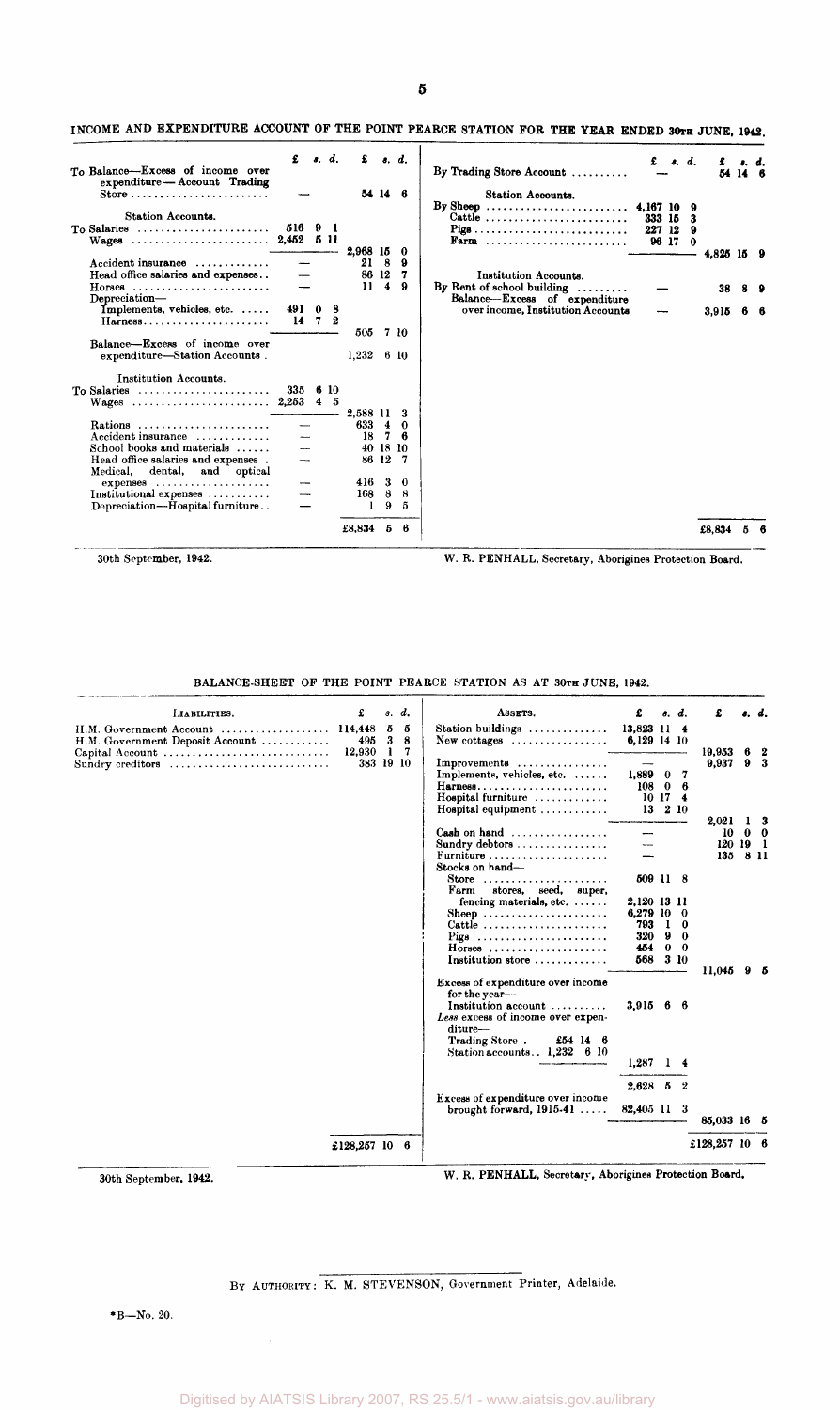## INCOME AND EXPENDITURE ACCOUNT OF THE POINT PEARCE STATION FOR THE YEAR ENDED 30TH JUNE, 1942.

| | £ s. d. | £ s. d. | | £ s. d. | £ s. d. |
|---|---|---|---|---|---|
| To Balance—Excess of income over expenditure — Account Trading Store | — | 54 14 6 | By Trading Store Account | — | 54 14 6 |
| **Station Accounts.** | | | **Station Accounts.** | | |
| To Salaries | 516 9 1 | | By Sheep | 4,167 10 9 | |
| Wages | 2,452 5 11 | | Cattle | 333 15 3 | |
| | | 2,968 15 0 | Pigs | 227 12 9 | |
| Accident insurance | — | 21 8 9 | Farm | 96 17 0 | |
| Head office salaries and expenses | — | 86 12 7 | | | 4,825 15 9 |
| Horses | — | 11 4 9 | **Institution Accounts.** | | |
| Depreciation— | | | By Rent of school building | — | 38 8 9 |
| Implements, vehicles, etc. | 491 0 8 | | Balance—Excess of expenditure over income, Institution Accounts | — | 3,915 6 6 |
| Harness | 14 7 2 | | | | |
| | | 505 7 10 | | | |
| Balance—Excess of income over expenditure—Station Accounts | | 1,232 6 10 | | | |
| **Institution Accounts.** | | | | | |
| To Salaries | 335 6 10 | | | | |
| Wages | 2,253 4 5 | | | | |
| | | 2,588 11 3 | | | |
| Rations | — | 633 4 0 | | | |
| Accident insurance | — | 18 7 6 | | | |
| School books and materials | — | 40 18 10 | | | |
| Head office salaries and expenses | — | 86 12 7 | | | |
| Medical, dental, and optical expenses | — | 416 3 0 | | | |
| Institutional expenses | — | 168 8 8 | | | |
| Depreciation—Hospital furniture | — | 1 9 5 | | | |
| | | £8,834 5 6 | | | £8,834 5 6 |

30th September, 1942.

W. R. PENHALL, Secretary, Aborigines Protection Board.

## BALANCE-SHEET OF THE POINT PEARCE STATION AS AT 30TH JUNE, 1942.

| LIABILITIES. | £ s. d. | ASSETS. | £ s. d. | £ s. d. |
|---|---|---|---|---|
| H.M. Government Account | 114,448 5 5 | Station buildings | 13,823 11 4 | |
| H.M. Government Deposit Account | 495 3 8 | New cottages | 6,129 14 10 | |
| Capital Account | 12,930 1 7 | | | 19,953 6 2 |
| Sundry creditors | 383 19 10 | Improvements | — | 9,937 9 3 |
| | | Implements, vehicles, etc. | 1,889 0 7 | |
| | | Harness | 108 0 6 | |
| | | Hospital furniture | 10 17 4 | |
| | | Hospital equipment | 13 2 10 | |
| | | | | 2,021 1 3 |
| | | Cash on hand | — | 10 0 0 |
| | | Sundry debtors | — | 120 19 1 |
| | | Furniture | — | 135 8 11 |
| | | Stocks on hand— | | |
| | | Store | 509 11 8 | |
| | | Farm stores, seed, super, fencing materials, etc. | 2,120 13 11 | |
| | | Sheep | 6,279 10 0 | |
| | | Cattle | 793 1 0 | |
| | | Pigs | 320 9 0 | |
| | | Horses | 454 0 0 | |
| | | Institution store | 568 3 10 | |
| | | | | 11,045 9 5 |
| | | Excess of expenditure over income for the year— | | |
| | | Institution account | 3,915 6 6 | |
| | | *Less* excess of income over expenditure— Trading Store . £54 14 6 Station accounts . . 1,232 6 10 | 1,287 1 4 | |
| | | | 2,628 5 2 | |
| | | Excess of expenditure over income brought forward, 1915-41 | 82,405 11 3 | |
| | | | | 85,033 16 5 |
| | £128,257 10 6 | | | £128,257 10 6 |

30th September, 1942.

W. R. PENHALL, Secretary, Aborigines Protection Board.

BY AUTHORITY: K. M. STEVENSON, Government Printer, Adelaide.

*B—No. 20.